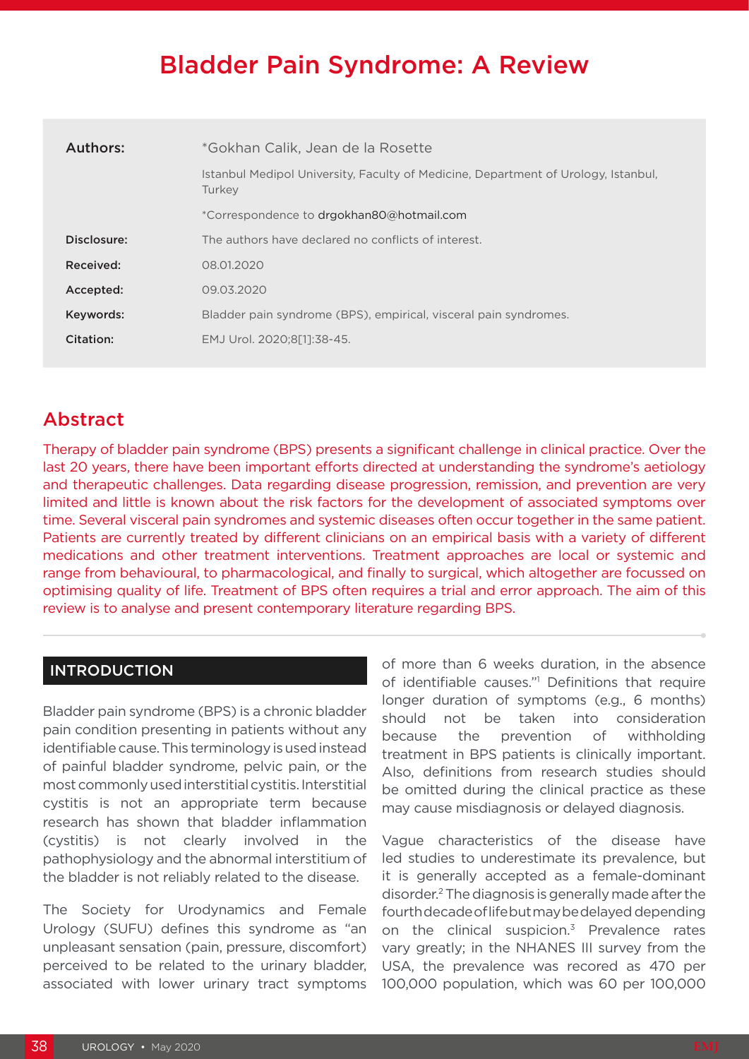# Bladder Pain Syndrome: A Review

| | |
|---|---|
| **Authors:** | *Gokhan Calik, Jean de la Rosette |
| | Istanbul Medipol University, Faculty of Medicine, Department of Urology, Istanbul, Turkey |
| | *Correspondence to drgokhan80@hotmail.com |
| **Disclosure:** | The authors have declared no conflicts of interest. |
| **Received:** | 08.01.2020 |
| **Accepted:** | 09.03.2020 |
| **Keywords:** | Bladder pain syndrome (BPS), empirical, visceral pain syndromes. |
| **Citation:** | EMJ Urol. 2020;8[1]:38-45. |

## Abstract

Therapy of bladder pain syndrome (BPS) presents a significant challenge in clinical practice. Over the last 20 years, there have been important efforts directed at understanding the syndrome's aetiology and therapeutic challenges. Data regarding disease progression, remission, and prevention are very limited and little is known about the risk factors for the development of associated symptoms over time. Several visceral pain syndromes and systemic diseases often occur together in the same patient. Patients are currently treated by different clinicians on an empirical basis with a variety of different medications and other treatment interventions. Treatment approaches are local or systemic and range from behavioural, to pharmacological, and finally to surgical, which altogether are focussed on optimising quality of life. Treatment of BPS often requires a trial and error approach. The aim of this review is to analyse and present contemporary literature regarding BPS.

## INTRODUCTION

Bladder pain syndrome (BPS) is a chronic bladder pain condition presenting in patients without any identifiable cause. This terminology is used instead of painful bladder syndrome, pelvic pain, or the most commonly used interstitial cystitis. Interstitial cystitis is not an appropriate term because research has shown that bladder inflammation (cystitis) is not clearly involved in the pathophysiology and the abnormal interstitium of the bladder is not reliably related to the disease.

The Society for Urodynamics and Female Urology (SUFU) defines this syndrome as "an unpleasant sensation (pain, pressure, discomfort) perceived to be related to the urinary bladder, associated with lower urinary tract symptoms of more than 6 weeks duration, in the absence of identifiable causes."[1] Definitions that require longer duration of symptoms (e.g., 6 months) should not be taken into consideration because the prevention of withholding treatment in BPS patients is clinically important. Also, definitions from research studies should be omitted during the clinical practice as these may cause misdiagnosis or delayed diagnosis.

Vague characteristics of the disease have led studies to underestimate its prevalence, but it is generally accepted as a female-dominant disorder.[2] The diagnosis is generally made after the fourth decade of life but may be delayed depending on the clinical suspicion.[3] Prevalence rates vary greatly; in the NHANES III survey from the USA, the prevalence was recored as 470 per 100,000 population, which was 60 per 100,000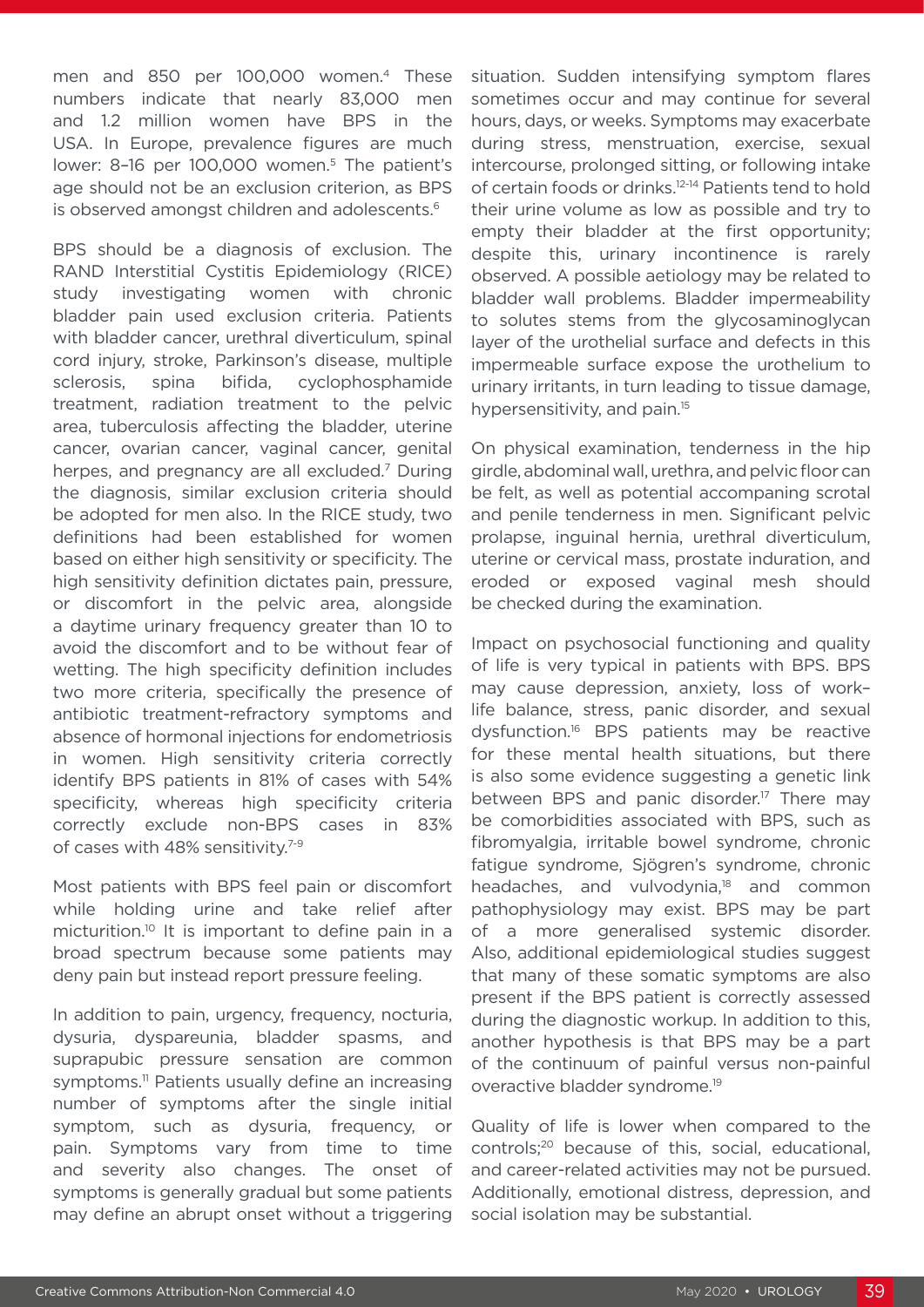men and 850 per 100,000 women.[4] These numbers indicate that nearly 83,000 men and 1.2 million women have BPS in the USA. In Europe, prevalence figures are much lower: 8–16 per 100,000 women.[5] The patient's age should not be an exclusion criterion, as BPS is observed amongst children and adolescents.[6]

BPS should be a diagnosis of exclusion. The RAND Interstitial Cystitis Epidemiology (RICE) study investigating women with chronic bladder pain used exclusion criteria. Patients with bladder cancer, urethral diverticulum, spinal cord injury, stroke, Parkinson's disease, multiple sclerosis, spina bifida, cyclophosphamide treatment, radiation treatment to the pelvic area, tuberculosis affecting the bladder, uterine cancer, ovarian cancer, vaginal cancer, genital herpes, and pregnancy are all excluded.[7] During the diagnosis, similar exclusion criteria should be adopted for men also. In the RICE study, two definitions had been established for women based on either high sensitivity or specificity. The high sensitivity definition dictates pain, pressure, or discomfort in the pelvic area, alongside a daytime urinary frequency greater than 10 to avoid the discomfort and to be without fear of wetting. The high specificity definition includes two more criteria, specifically the presence of antibiotic treatment-refractory symptoms and absence of hormonal injections for endometriosis in women. High sensitivity criteria correctly identify BPS patients in 81% of cases with 54% specificity, whereas high specificity criteria correctly exclude non-BPS cases in 83% of cases with 48% sensitivity.[7-9]

Most patients with BPS feel pain or discomfort while holding urine and take relief after micturition.[10] It is important to define pain in a broad spectrum because some patients may deny pain but instead report pressure feeling.

In addition to pain, urgency, frequency, nocturia, dysuria, dyspareunia, bladder spasms, and suprapubic pressure sensation are common symptoms.[11] Patients usually define an increasing number of symptoms after the single initial symptom, such as dysuria, frequency, or pain. Symptoms vary from time to time and severity also changes. The onset of symptoms is generally gradual but some patients may define an abrupt onset without a triggering situation. Sudden intensifying symptom flares sometimes occur and may continue for several hours, days, or weeks. Symptoms may exacerbate during stress, menstruation, exercise, sexual intercourse, prolonged sitting, or following intake of certain foods or drinks.[12-14] Patients tend to hold their urine volume as low as possible and try to empty their bladder at the first opportunity; despite this, urinary incontinence is rarely observed. A possible aetiology may be related to bladder wall problems. Bladder impermeability to solutes stems from the glycosaminoglycan layer of the urothelial surface and defects in this impermeable surface expose the urothelium to urinary irritants, in turn leading to tissue damage, hypersensitivity, and pain.[15]

On physical examination, tenderness in the hip girdle, abdominal wall, urethra, and pelvic floor can be felt, as well as potential accompanying scrotal and penile tenderness in men. Significant pelvic prolapse, inguinal hernia, urethral diverticulum, uterine or cervical mass, prostate induration, and eroded or exposed vaginal mesh should be checked during the examination.

Impact on psychosocial functioning and quality of life is very typical in patients with BPS. BPS may cause depression, anxiety, loss of work–life balance, stress, panic disorder, and sexual dysfunction.[16] BPS patients may be reactive for these mental health situations, but there is also some evidence suggesting a genetic link between BPS and panic disorder.[17] There may be comorbidities associated with BPS, such as fibromyalgia, irritable bowel syndrome, chronic fatigue syndrome, Sjögren's syndrome, chronic headaches, and vulvodynia,[18] and common pathophysiology may exist. BPS may be part of a more generalised systemic disorder. Also, additional epidemiological studies suggest that many of these somatic symptoms are also present if the BPS patient is correctly assessed during the diagnostic workup. In addition to this, another hypothesis is that BPS may be a part of the continuum of painful versus non-painful overactive bladder syndrome.[19]

Quality of life is lower when compared to the controls;[20] because of this, social, educational, and career-related activities may not be pursued. Additionally, emotional distress, depression, and social isolation may be substantial.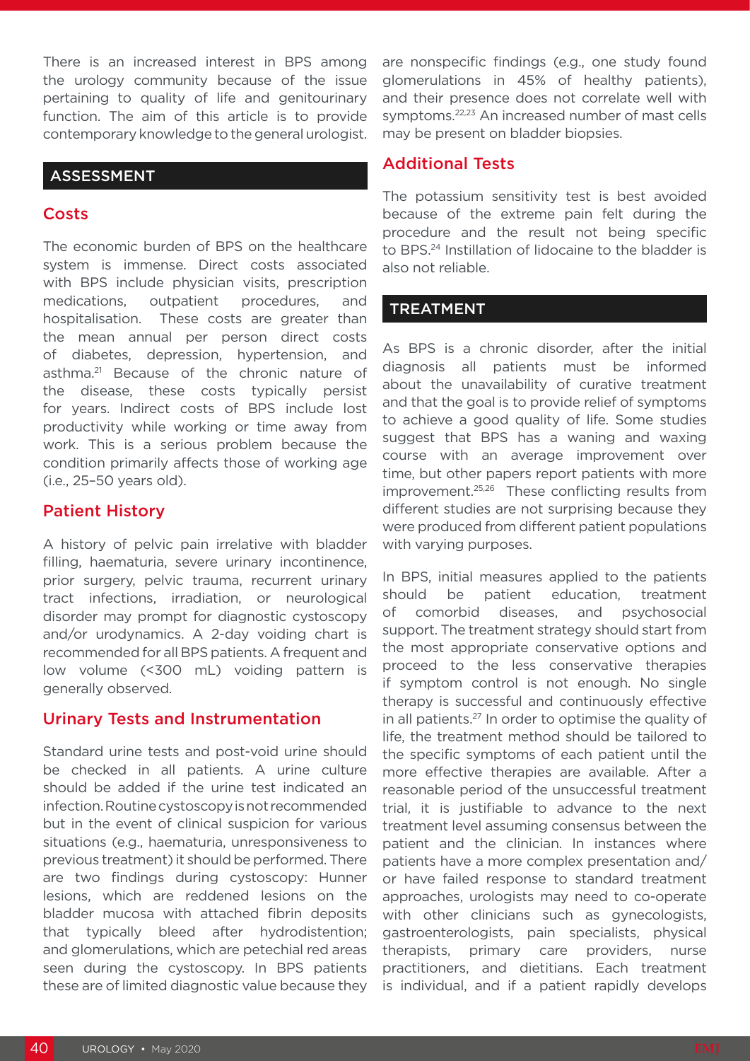There is an increased interest in BPS among the urology community because of the issue pertaining to quality of life and genitourinary function. The aim of this article is to provide contemporary knowledge to the general urologist.

## ASSESSMENT

### Costs

The economic burden of BPS on the healthcare system is immense. Direct costs associated with BPS include physician visits, prescription medications, outpatient procedures, and hospitalisation. These costs are greater than the mean annual per person direct costs of diabetes, depression, hypertension, and asthma.[21] Because of the chronic nature of the disease, these costs typically persist for years. Indirect costs of BPS include lost productivity while working or time away from work. This is a serious problem because the condition primarily affects those of working age (i.e., 25–50 years old).

### Patient History

A history of pelvic pain irrelative with bladder filling, haematuria, severe urinary incontinence, prior surgery, pelvic trauma, recurrent urinary tract infections, irradiation, or neurological disorder may prompt for diagnostic cystoscopy and/or urodynamics. A 2-day voiding chart is recommended for all BPS patients. A frequent and low volume (<300 mL) voiding pattern is generally observed.

### Urinary Tests and Instrumentation

Standard urine tests and post-void urine should be checked in all patients. A urine culture should be added if the urine test indicated an infection. Routine cystoscopy is not recommended but in the event of clinical suspicion for various situations (e.g., haematuria, unresponsiveness to previous treatment) it should be performed. There are two findings during cystoscopy: Hunner lesions, which are reddened lesions on the bladder mucosa with attached fibrin deposits that typically bleed after hydrodistention; and glomerulations, which are petechial red areas seen during the cystoscopy. In BPS patients these are of limited diagnostic value because they are nonspecific findings (e.g., one study found glomerulations in 45% of healthy patients), and their presence does not correlate well with symptoms.[22,23] An increased number of mast cells may be present on bladder biopsies.

### Additional Tests

The potassium sensitivity test is best avoided because of the extreme pain felt during the procedure and the result not being specific to BPS.[24] Instillation of lidocaine to the bladder is also not reliable.

## TREATMENT

As BPS is a chronic disorder, after the initial diagnosis all patients must be informed about the unavailability of curative treatment and that the goal is to provide relief of symptoms to achieve a good quality of life. Some studies suggest that BPS has a waning and waxing course with an average improvement over time, but other papers report patients with more improvement.[25,26] These conflicting results from different studies are not surprising because they were produced from different patient populations with varying purposes.

In BPS, initial measures applied to the patients should be patient education, treatment of comorbid diseases, and psychosocial support. The treatment strategy should start from the most appropriate conservative options and proceed to the less conservative therapies if symptom control is not enough. No single therapy is successful and continuously effective in all patients.[27] In order to optimise the quality of life, the treatment method should be tailored to the specific symptoms of each patient until the more effective therapies are available. After a reasonable period of the unsuccessful treatment trial, it is justifiable to advance to the next treatment level assuming consensus between the patient and the clinician. In instances where patients have a more complex presentation and/or have failed response to standard treatment approaches, urologists may need to co-operate with other clinicians such as gynecologists, gastroenterologists, pain specialists, physical therapists, primary care providers, nurse practitioners, and dietitians. Each treatment is individual, and if a patient rapidly develops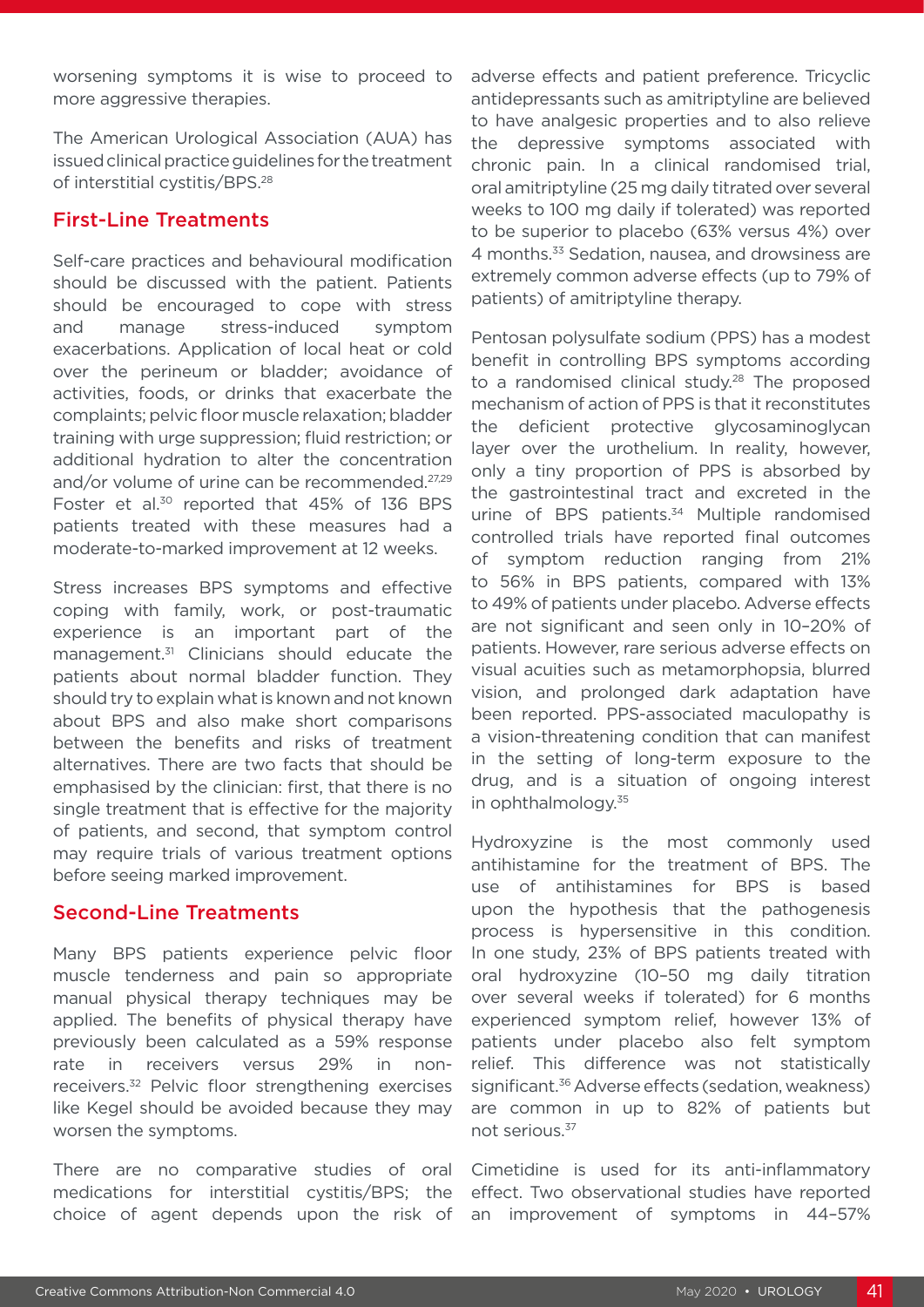worsening symptoms it is wise to proceed to more aggressive therapies.

The American Urological Association (AUA) has issued clinical practice guidelines for the treatment of interstitial cystitis/BPS.[28]

## First-Line Treatments

Self-care practices and behavioural modification should be discussed with the patient. Patients should be encouraged to cope with stress and manage stress-induced symptom exacerbations. Application of local heat or cold over the perineum or bladder; avoidance of activities, foods, or drinks that exacerbate the complaints; pelvic floor muscle relaxation; bladder training with urge suppression; fluid restriction; or additional hydration to alter the concentration and/or volume of urine can be recommended.[27,29] Foster et al.[30] reported that 45% of 136 BPS patients treated with these measures had a moderate-to-marked improvement at 12 weeks.

Stress increases BPS symptoms and effective coping with family, work, or post-traumatic experience is an important part of the management.[31] Clinicians should educate the patients about normal bladder function. They should try to explain what is known and not known about BPS and also make short comparisons between the benefits and risks of treatment alternatives. There are two facts that should be emphasised by the clinician: first, that there is no single treatment that is effective for the majority of patients, and second, that symptom control may require trials of various treatment options before seeing marked improvement.

## Second-Line Treatments

Many BPS patients experience pelvic floor muscle tenderness and pain so appropriate manual physical therapy techniques may be applied. The benefits of physical therapy have previously been calculated as a 59% response rate in receivers versus 29% in non-receivers.[32] Pelvic floor strengthening exercises like Kegel should be avoided because they may worsen the symptoms.

There are no comparative studies of oral medications for interstitial cystitis/BPS; the choice of agent depends upon the risk of adverse effects and patient preference. Tricyclic antidepressants such as amitriptyline are believed to have analgesic properties and to also relieve the depressive symptoms associated with chronic pain. In a clinical randomised trial, oral amitriptyline (25 mg daily titrated over several weeks to 100 mg daily if tolerated) was reported to be superior to placebo (63% versus 4%) over 4 months.[33] Sedation, nausea, and drowsiness are extremely common adverse effects (up to 79% of patients) of amitriptyline therapy.

Pentosan polysulfate sodium (PPS) has a modest benefit in controlling BPS symptoms according to a randomised clinical study.[28] The proposed mechanism of action of PPS is that it reconstitutes the deficient protective glycosaminoglycan layer over the urothelium. In reality, however, only a tiny proportion of PPS is absorbed by the gastrointestinal tract and excreted in the urine of BPS patients.[34] Multiple randomised controlled trials have reported final outcomes of symptom reduction ranging from 21% to 56% in BPS patients, compared with 13% to 49% of patients under placebo. Adverse effects are not significant and seen only in 10–20% of patients. However, rare serious adverse effects on visual acuities such as metamorphopsia, blurred vision, and prolonged dark adaptation have been reported. PPS-associated maculopathy is a vision-threatening condition that can manifest in the setting of long-term exposure to the drug, and is a situation of ongoing interest in ophthalmology.[35]

Hydroxyzine is the most commonly used antihistamine for the treatment of BPS. The use of antihistamines for BPS is based upon the hypothesis that the pathogenesis process is hypersensitive in this condition. In one study, 23% of BPS patients treated with oral hydroxyzine (10–50 mg daily titration over several weeks if tolerated) for 6 months experienced symptom relief, however 13% of patients under placebo also felt symptom relief. This difference was not statistically significant.[36] Adverse effects (sedation, weakness) are common in up to 82% of patients but not serious.[37]

Cimetidine is used for its anti-inflammatory effect. Two observational studies have reported an improvement of symptoms in 44–57%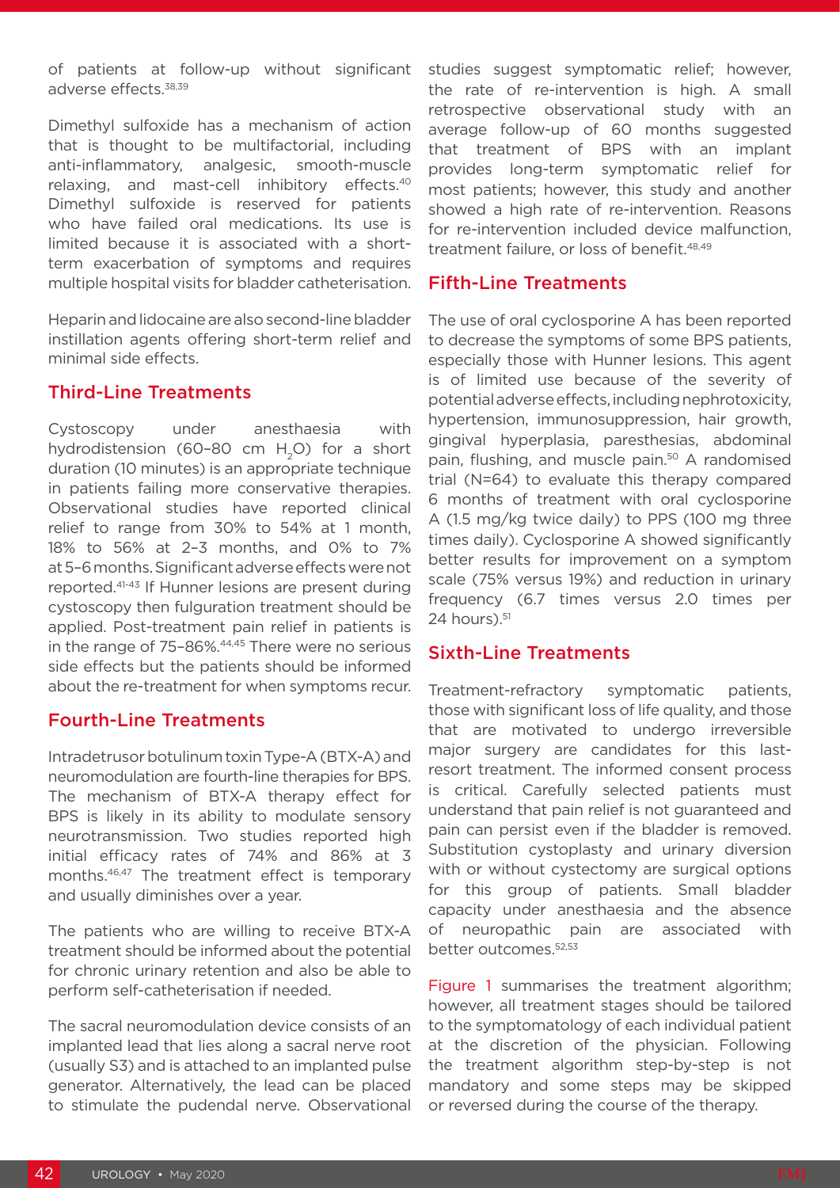of patients at follow-up without significant adverse effects.[38,39]

Dimethyl sulfoxide has a mechanism of action that is thought to be multifactorial, including anti-inflammatory, analgesic, smooth-muscle relaxing, and mast-cell inhibitory effects.[40] Dimethyl sulfoxide is reserved for patients who have failed oral medications. Its use is limited because it is associated with a short-term exacerbation of symptoms and requires multiple hospital visits for bladder catheterisation.

Heparin and lidocaine are also second-line bladder instillation agents offering short-term relief and minimal side effects.

## Third-Line Treatments

Cystoscopy under anesthaesia with hydrodistension (60–80 cm $H_2O$) for a short duration (10 minutes) is an appropriate technique in patients failing more conservative therapies. Observational studies have reported clinical relief to range from 30% to 54% at 1 month, 18% to 56% at 2–3 months, and 0% to 7% at 5–6 months. Significant adverse effects were not reported.[41-43] If Hunner lesions are present during cystoscopy then fulguration treatment should be applied. Post-treatment pain relief in patients is in the range of 75–86%.[44,45] There were no serious side effects but the patients should be informed about the re-treatment for when symptoms recur.

## Fourth-Line Treatments

Intradetrusor botulinum toxin Type-A (BTX-A) and neuromodulation are fourth-line therapies for BPS. The mechanism of BTX-A therapy effect for BPS is likely in its ability to modulate sensory neurotransmission. Two studies reported high initial efficacy rates of 74% and 86% at 3 months.[46,47] The treatment effect is temporary and usually diminishes over a year.

The patients who are willing to receive BTX-A treatment should be informed about the potential for chronic urinary retention and also be able to perform self-catheterisation if needed.

The sacral neuromodulation device consists of an implanted lead that lies along a sacral nerve root (usually S3) and is attached to an implanted pulse generator. Alternatively, the lead can be placed to stimulate the pudendal nerve. Observational studies suggest symptomatic relief; however, the rate of re-intervention is high. A small retrospective observational study with an average follow-up of 60 months suggested that treatment of BPS with an implant provides long-term symptomatic relief for most patients; however, this study and another showed a high rate of re-intervention. Reasons for re-intervention included device malfunction, treatment failure, or loss of benefit.[48,49]

## Fifth-Line Treatments

The use of oral cyclosporine A has been reported to decrease the symptoms of some BPS patients, especially those with Hunner lesions. This agent is of limited use because of the severity of potential adverse effects, including nephrotoxicity, hypertension, immunosuppression, hair growth, gingival hyperplasia, paresthesias, abdominal pain, flushing, and muscle pain.[50] A randomised trial (N=64) to evaluate this therapy compared 6 months of treatment with oral cyclosporine A (1.5 mg/kg twice daily) to PPS (100 mg three times daily). Cyclosporine A showed significantly better results for improvement on a symptom scale (75% versus 19%) and reduction in urinary frequency (6.7 times versus 2.0 times per 24 hours).[51]

## Sixth-Line Treatments

Treatment-refractory symptomatic patients, those with significant loss of life quality, and those that are motivated to undergo irreversible major surgery are candidates for this last-resort treatment. The informed consent process is critical. Carefully selected patients must understand that pain relief is not guaranteed and pain can persist even if the bladder is removed. Substitution cystoplasty and urinary diversion with or without cystectomy are surgical options for this group of patients. Small bladder capacity under anesthaesia and the absence of neuropathic pain are associated with better outcomes.[52,53]

Figure 1 summarises the treatment algorithm; however, all treatment stages should be tailored to the symptomatology of each individual patient at the discretion of the physician. Following the treatment algorithm step-by-step is not mandatory and some steps may be skipped or reversed during the course of the therapy.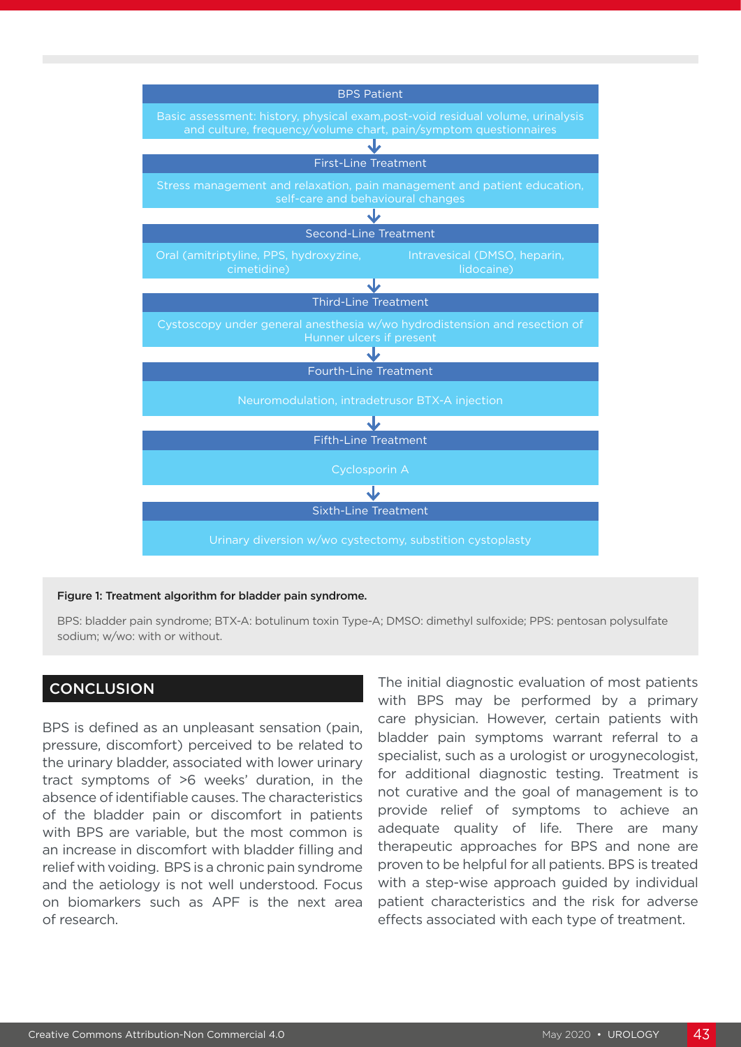**BPS Patient**

Basic assessment: history, physical exam,post-void residual volume, urinalysis and culture, frequency/volume chart, pain/symptom questionnaires

↓

**First-Line Treatment**

Stress management and relaxation, pain management and patient education, self-care and behavioural changes

↓

**Second-Line Treatment**

Oral (amitriptyline, PPS, hydroxyzine, cimetidine) | Intravesical (DMSO, heparin, lidocaine)

↓

**Third-Line Treatment**

Cystoscopy under general anesthesia w/wo hydrodistension and resection of Hunner ulcers if present

↓

**Fourth-Line Treatment**

Neuromodulation, intradetrusor BTX-A injection

↓

**Fifth-Line Treatment**

Cyclosporin A

↓

**Sixth-Line Treatment**

Urinary diversion w/wo cystectomy, substition cystoplasty

**Figure 1: Treatment algorithm for bladder pain syndrome.**

BPS: bladder pain syndrome; BTX-A: botulinum toxin Type-A; DMSO: dimethyl sulfoxide; PPS: pentosan polysulfate sodium; w/wo: with or without.

## CONCLUSION

BPS is defined as an unpleasant sensation (pain, pressure, discomfort) perceived to be related to the urinary bladder, associated with lower urinary tract symptoms of >6 weeks' duration, in the absence of identifiable causes. The characteristics of the bladder pain or discomfort in patients with BPS are variable, but the most common is an increase in discomfort with bladder filling and relief with voiding. BPS is a chronic pain syndrome and the aetiology is not well understood. Focus on biomarkers such as APF is the next area of research.

The initial diagnostic evaluation of most patients with BPS may be performed by a primary care physician. However, certain patients with bladder pain symptoms warrant referral to a specialist, such as a urologist or urogynecologist, for additional diagnostic testing. Treatment is not curative and the goal of management is to provide relief of symptoms to achieve an adequate quality of life. There are many therapeutic approaches for BPS and none are proven to be helpful for all patients. BPS is treated with a step-wise approach guided by individual patient characteristics and the risk for adverse effects associated with each type of treatment.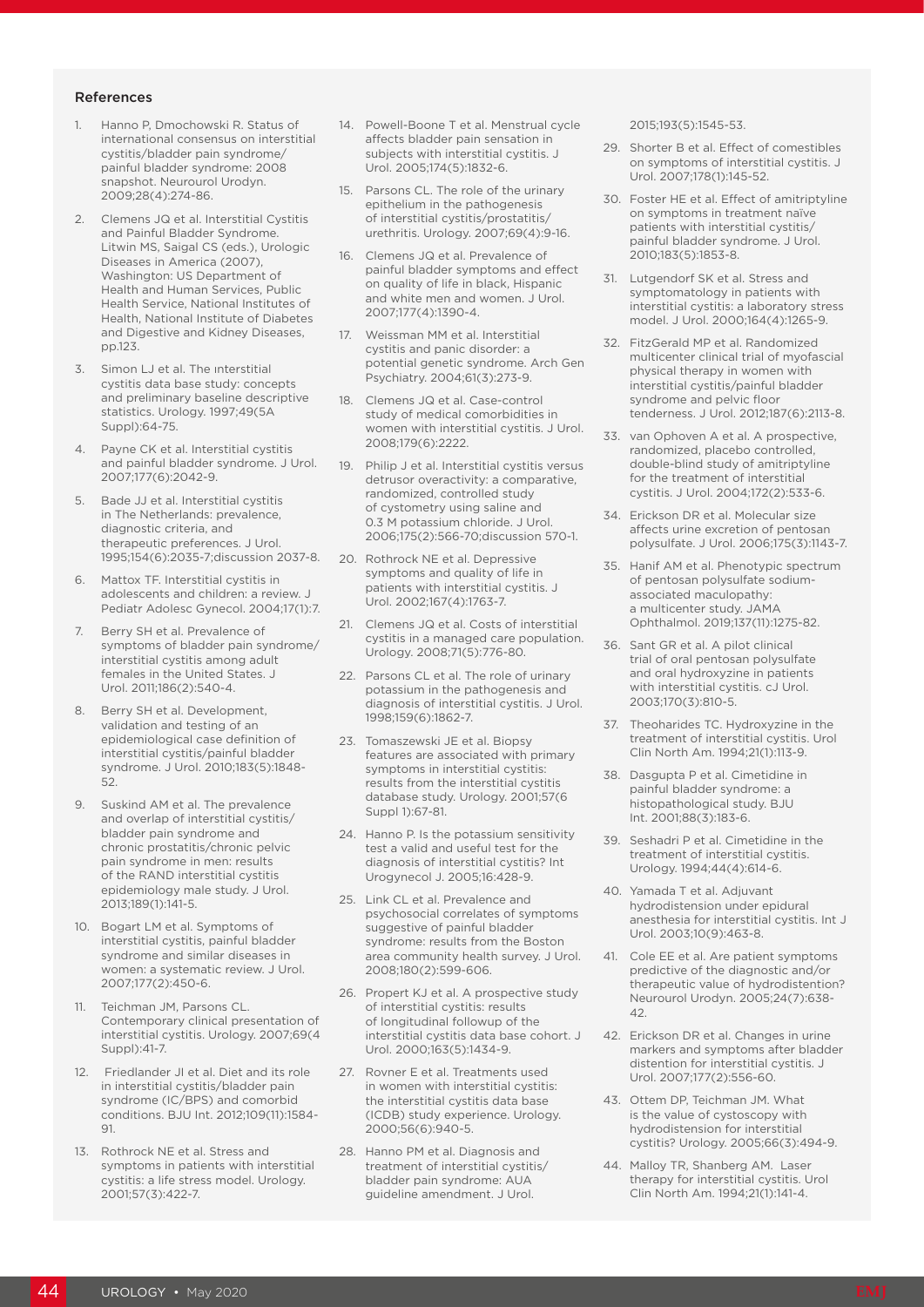## References

1. Hanno P, Dmochowski R. Status of international consensus on interstitial cystitis/bladder pain syndrome/ painful bladder syndrome: 2008 snapshot. Neurourol Urodyn. 2009;28(4):274-86.
2. Clemens JQ et al. Interstitial Cystitis and Painful Bladder Syndrome. Litwin MS, Saigal CS (eds.), Urologic Diseases in America (2007), Washington: US Department of Health and Human Services, Public Health Service, National Institutes of Health, National Institute of Diabetes and Digestive and Kidney Diseases, pp.123.
3. Simon LJ et al. The ınterstitial cystitis data base study: concepts and preliminary baseline descriptive statistics. Urology. 1997;49(5A Suppl):64-75.
4. Payne CK et al. Interstitial cystitis and painful bladder syndrome. J Urol. 2007;177(6):2042-9.
5. Bade JJ et al. Interstitial cystitis in The Netherlands: prevalence, diagnostic criteria, and therapeutic preferences. J Urol. 1995;154(6):2035-7;discussion 2037-8.
6. Mattox TF. Interstitial cystitis in adolescents and children: a review. J Pediatr Adolesc Gynecol. 2004;17(1):7.
7. Berry SH et al. Prevalence of symptoms of bladder pain syndrome/ interstitial cystitis among adult females in the United States. J Urol. 2011;186(2):540-4.
8. Berry SH et al. Development, validation and testing of an epidemiological case definition of interstitial cystitis/painful bladder syndrome. J Urol. 2010;183(5):1848-52.
9. Suskind AM et al. The prevalence and overlap of interstitial cystitis/ bladder pain syndrome and chronic prostatitis/chronic pelvic pain syndrome in men: results of the RAND interstitial cystitis epidemiology male study. J Urol. 2013;189(1):141-5.
10. Bogart LM et al. Symptoms of interstitial cystitis, painful bladder syndrome and similar diseases in women: a systematic review. J Urol. 2007;177(2):450-6.
11. Teichman JM, Parsons CL. Contemporary clinical presentation of interstitial cystitis. Urology. 2007;69(4 Suppl):41-7.
12. Friedlander JI et al. Diet and its role in interstitial cystitis/bladder pain syndrome (IC/BPS) and comorbid conditions. BJU Int. 2012;109(11):1584-91.
13. Rothrock NE et al. Stress and symptoms in patients with interstitial cystitis: a life stress model. Urology. 2001;57(3):422-7.
14. Powell-Boone T et al. Menstrual cycle affects bladder pain sensation in subjects with interstitial cystitis. J Urol. 2005;174(5):1832-6.
15. Parsons CL. The role of the urinary epithelium in the pathogenesis of interstitial cystitis/prostatitis/ urethritis. Urology. 2007;69(4):9-16.
16. Clemens JQ et al. Prevalence of painful bladder symptoms and effect on quality of life in black, Hispanic and white men and women. J Urol. 2007;177(4):1390-4.
17. Weissman MM et al. Interstitial cystitis and panic disorder: a potential genetic syndrome. Arch Gen Psychiatry. 2004;61(3):273-9.
18. Clemens JQ et al. Case-control study of medical comorbidities in women with interstitial cystitis. J Urol. 2008;179(6):2222.
19. Philip J et al. Interstitial cystitis versus detrusor overactivity: a comparative, randomized, controlled study of cystometry using saline and 0.3 M potassium chloride. J Urol. 2006;175(2):566-70;discussion 570-1.
20. Rothrock NE et al. Depressive symptoms and quality of life in patients with interstitial cystitis. J Urol. 2002;167(4):1763-7.
21. Clemens JQ et al. Costs of interstitial cystitis in a managed care population. Urology. 2008;71(5):776-80.
22. Parsons CL et al. The role of urinary potassium in the pathogenesis and diagnosis of interstitial cystitis. J Urol. 1998;159(6):1862-7.
23. Tomaszewski JE et al. Biopsy features are associated with primary symptoms in interstitial cystitis: results from the interstitial cystitis database study. Urology. 2001;57(6 Suppl 1):67-81.
24. Hanno P. Is the potassium sensitivity test a valid and useful test for the diagnosis of interstitial cystitis? Int Urogynecol J. 2005;16:428-9.
25. Link CL et al. Prevalence and psychosocial correlates of symptoms suggestive of painful bladder syndrome: results from the Boston area community health survey. J Urol. 2008;180(2):599-606.
26. Propert KJ et al. A prospective study of interstitial cystitis: results of longitudinal followup of the interstitial cystitis data base cohort. J Urol. 2000;163(5):1434-9.
27. Rovner E et al. Treatments used in women with interstitial cystitis: the interstitial cystitis data base (ICDB) study experience. Urology. 2000;56(6):940-5.
28. Hanno PM et al. Diagnosis and treatment of interstitial cystitis/ bladder pain syndrome: AUA guideline amendment. J Urol. 2015;193(5):1545-53.
29. Shorter B et al. Effect of comestibles on symptoms of interstitial cystitis. J Urol. 2007;178(1):145-52.
30. Foster HE et al. Effect of amitriptyline on symptoms in treatment naïve patients with interstitial cystitis/ painful bladder syndrome. J Urol. 2010;183(5):1853-8.
31. Lutgendorf SK et al. Stress and symptomatology in patients with interstitial cystitis: a laboratory stress model. J Urol. 2000;164(4):1265-9.
32. FitzGerald MP et al. Randomized multicenter clinical trial of myofascial physical therapy in women with interstitial cystitis/painful bladder syndrome and pelvic floor tenderness. J Urol. 2012;187(6):2113-8.
33. van Ophoven A et al. A prospective, randomized, placebo controlled, double-blind study of amitriptyline for the treatment of interstitial cystitis. J Urol. 2004;172(2):533-6.
34. Erickson DR et al. Molecular size affects urine excretion of pentosan polysulfate. J Urol. 2006;175(3):1143-7.
35. Hanif AM et al. Phenotypic spectrum of pentosan polysulfate sodium-associated maculopathy: a multicenter study. JAMA Ophthalmol. 2019;137(11):1275-82.
36. Sant GR et al. A pilot clinical trial of oral pentosan polysulfate and oral hydroxyzine in patients with interstitial cystitis. cJ Urol. 2003;170(3):810-5.
37. Theoharides TC. Hydroxyzine in the treatment of interstitial cystitis. Urol Clin North Am. 1994;21(1):113-9.
38. Dasgupta P et al. Cimetidine in painful bladder syndrome: a histopathological study. BJU Int. 2001;88(3):183-6.
39. Seshadri P et al. Cimetidine in the treatment of interstitial cystitis. Urology. 1994;44(4):614-6.
40. Yamada T et al. Adjuvant hydrodistension under epidural anesthesia for interstitial cystitis. Int J Urol. 2003;10(9):463-8.
41. Cole EE et al. Are patient symptoms predictive of the diagnostic and/or therapeutic value of hydrodistention? Neurourol Urodyn. 2005;24(7):638-42.
42. Erickson DR et al. Changes in urine markers and symptoms after bladder distention for interstitial cystitis. J Urol. 2007;177(2):556-60.
43. Ottem DP, Teichman JM. What is the value of cystoscopy with hydrodistension for interstitial cystitis? Urology. 2005;66(3):494-9.
44. Malloy TR, Shanberg AM. Laser therapy for interstitial cystitis. Urol Clin North Am. 1994;21(1):141-4.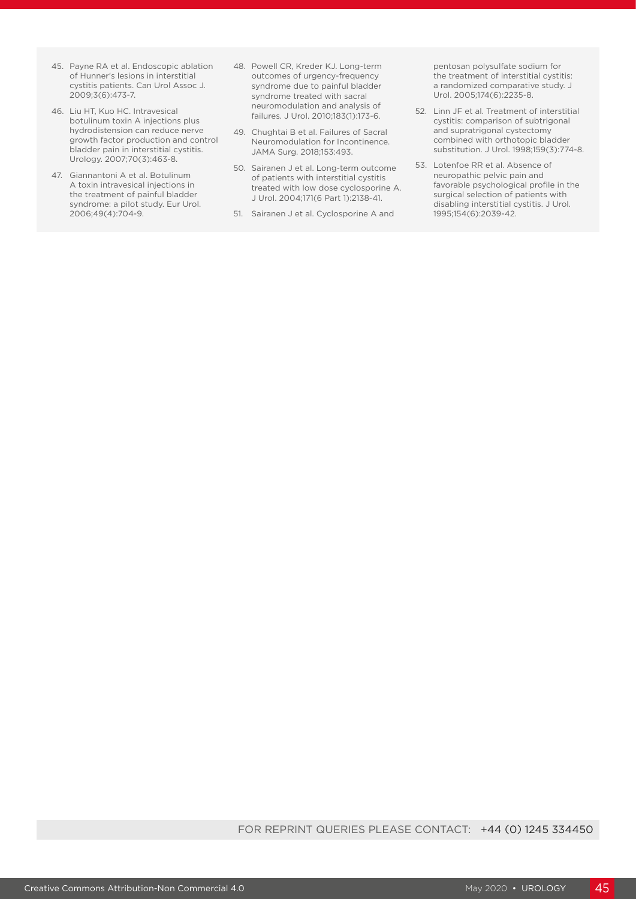45. Payne RA et al. Endoscopic ablation of Hunner's lesions in interstitial cystitis patients. Can Urol Assoc J. 2009;3(6):473-7.
46. Liu HT, Kuo HC. Intravesical botulinum toxin A injections plus hydrodistension can reduce nerve growth factor production and control bladder pain in interstitial cystitis. Urology. 2007;70(3):463-8.
47. Giannantoni A et al. Botulinum A toxin intravesical injections in the treatment of painful bladder syndrome: a pilot study. Eur Urol. 2006;49(4):704-9.
48. Powell CR, Kreder KJ. Long-term outcomes of urgency-frequency syndrome due to painful bladder syndrome treated with sacral neuromodulation and analysis of failures. J Urol. 2010;183(1):173-6.
49. Chughtai B et al. Failures of Sacral Neuromodulation for Incontinence. JAMA Surg. 2018;153:493.
50. Sairanen J et al. Long-term outcome of patients with interstitial cystitis treated with low dose cyclosporine A. J Urol. 2004;171(6 Part 1):2138-41.
51. Sairanen J et al. Cyclosporine A and pentosan polysulfate sodium for the treatment of interstitial cystitis: a randomized comparative study. J Urol. 2005;174(6):2235-8.
52. Linn JF et al. Treatment of interstitial cystitis: comparison of subtrigonal and supratrigonal cystectomy combined with orthotopic bladder substitution. J Urol. 1998;159(3):774-8.
53. Lotenfoe RR et al. Absence of neuropathic pelvic pain and favorable psychological profile in the surgical selection of patients with disabling interstitial cystitis. J Urol. 1995;154(6):2039-42.

FOR REPRINT QUERIES PLEASE CONTACT: +44 (0) 1245 334450

Creative Commons Attribution-Non Commercial 4.0